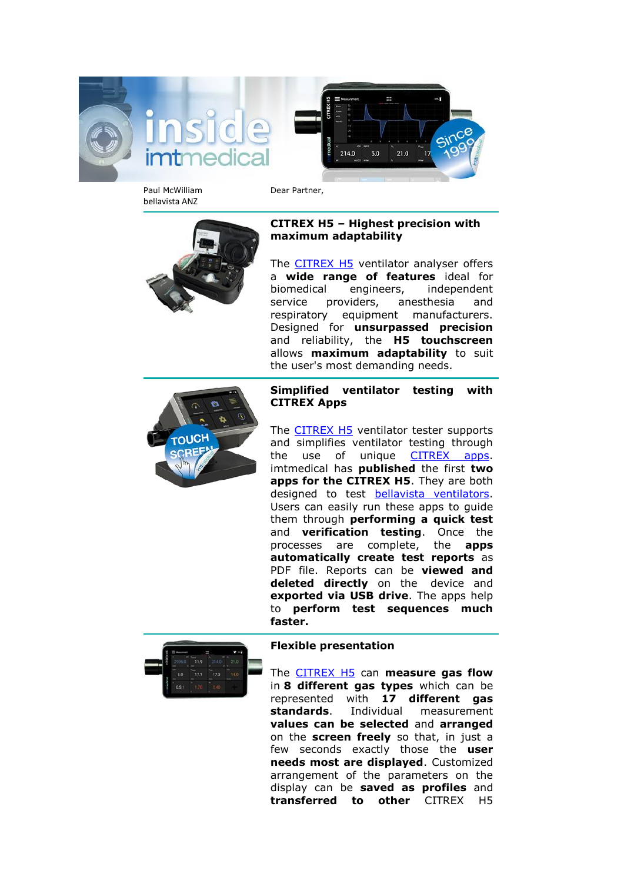Paul McWilliam
bellavista ANZ

Dear Partner,

## CITREX H5 – Highest precision with maximum adaptability

The CITREX H5 ventilator analyser offers a **wide range of features** ideal for biomedical engineers, independent service providers, anesthesia and respiratory equipment manufacturers. Designed for **unsurpassed precision** and reliability, the **H5 touchscreen** allows **maximum adaptability** to suit the user's most demanding needs.

## Simplified ventilator testing with CITREX Apps

The CITREX H5 ventilator tester supports and simplifies ventilator testing through the use of unique CITREX apps. imtmedical has **published** the first **two apps for the CITREX H5**. They are both designed to test bellavista ventilators. Users can easily run these apps to guide them through **performing a quick test** and **verification testing**. Once the processes are complete, the **apps automatically create test reports** as PDF file. Reports can be **viewed and deleted directly** on the device and **exported via USB drive**. The apps help to **perform test sequences much faster.**

## Flexible presentation

The CITREX H5 can **measure gas flow** in **8 different gas types** which can be represented with **17 different gas standards**. Individual measurement **values can be selected** and **arranged** on the **screen freely** so that, in just a few seconds exactly those the **user needs most are displayed**. Customized arrangement of the parameters on the display can be **saved as profiles** and **transferred to other** CITREX H5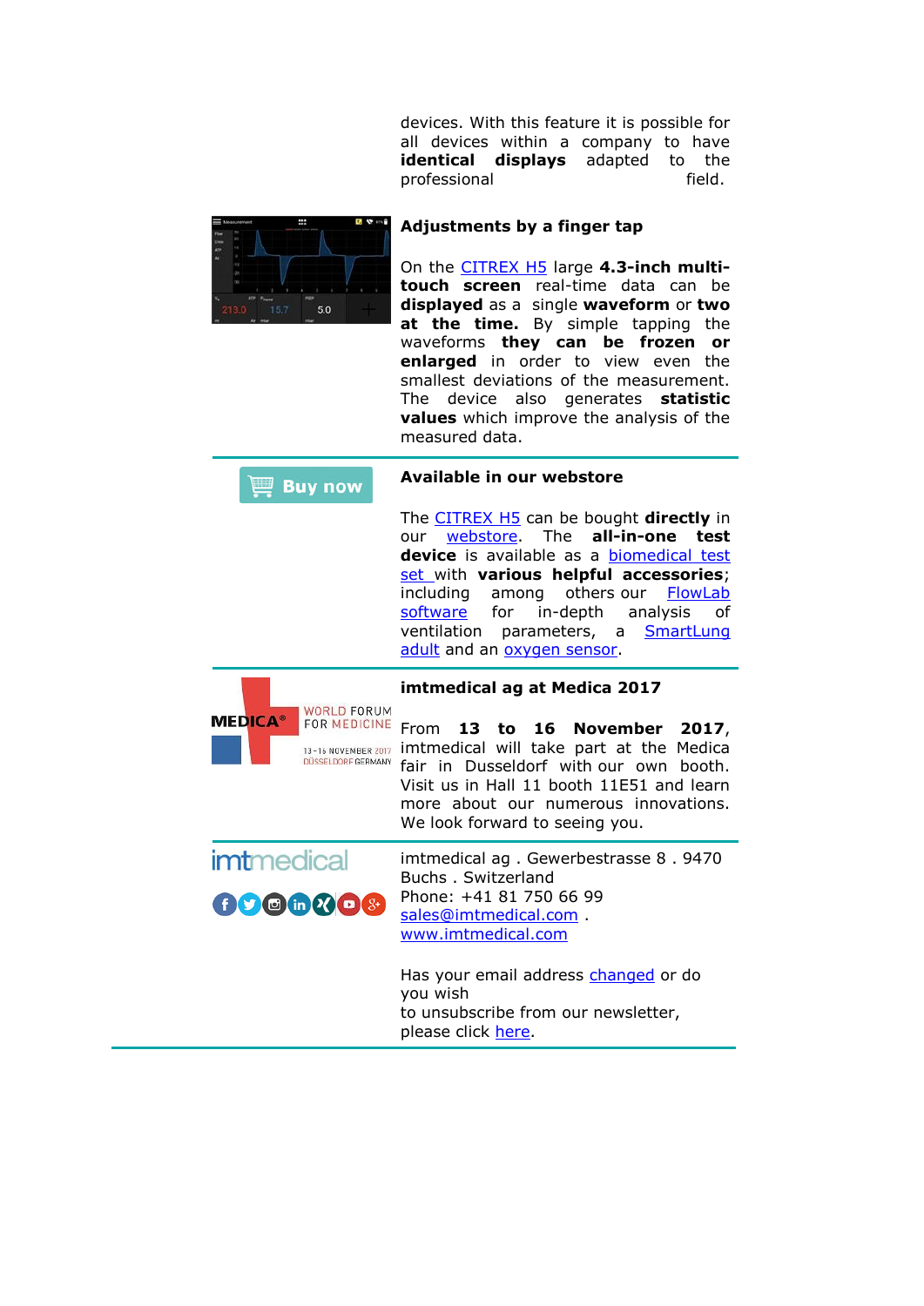devices. With this feature it is possible for all devices within a company to have **identical displays** adapted to the professional field.

### Adjustments by a finger tap

On the CITREX H5 large **4.3-inch multi-touch screen** real-time data can be **displayed** as a single **waveform** or **two at the time.** By simple tapping the waveforms **they can be frozen or enlarged** in order to view even the smallest deviations of the measurement. The device also generates **statistic values** which improve the analysis of the measured data.

---

Buy now

### Available in our webstore

The CITREX H5 can be bought **directly** in our webstore. The **all-in-one test device** is available as a biomedical test set with **various helpful accessories**; including among others our FlowLab software for in-depth analysis of ventilation parameters, a SmartLung adult and an oxygen sensor.

---

### imtmedical ag at Medica 2017

From **13 to 16 November 2017**, imtmedical will take part at the Medica fair in Dusseldorf with our own booth. Visit us in Hall 11 booth 11E51 and learn more about our numerous innovations. We look forward to seeing you.

---

imtmedical

imtmedical ag . Gewerbestrasse 8 . 9470 Buchs . Switzerland
Phone: +41 81 750 66 99
sales@imtmedical.com .
www.imtmedical.com

Has your email address changed or do you wish
to unsubscribe from our newsletter, please click here.